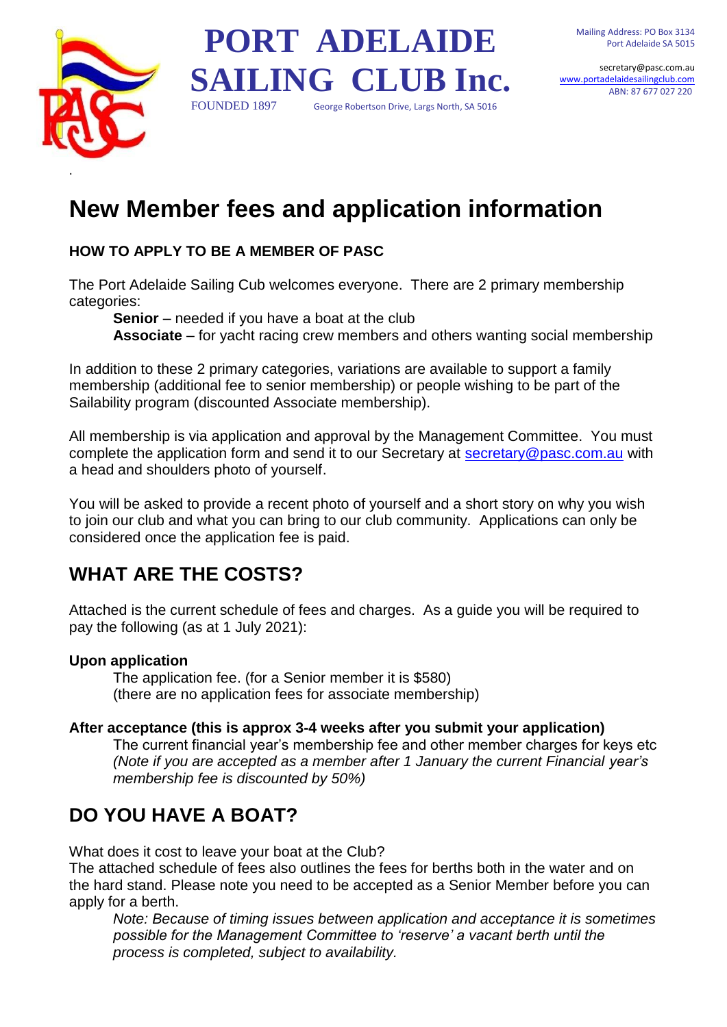# PORT ADELAIDE SAILING CLUB Inc.

FOUNDED 1897 George Robertson Drive, Largs North, SA 5016

Mailing Address: PO Box 3134
Port Adelaide SA 5015

secretary@pasc.com.au
www.portadelaidesailingclub.com
ABN: 87 677 027 220

# New Member fees and application information

**HOW TO APPLY TO BE A MEMBER OF PASC**

The Port Adelaide Sailing Cub welcomes everyone. There are 2 primary membership categories:

> **Senior** – needed if you have a boat at the club
> **Associate** – for yacht racing crew members and others wanting social membership

In addition to these 2 primary categories, variations are available to support a family membership (additional fee to senior membership) or people wishing to be part of the Sailability program (discounted Associate membership).

All membership is via application and approval by the Management Committee. You must complete the application form and send it to our Secretary at secretary@pasc.com.au with a head and shoulders photo of yourself.

You will be asked to provide a recent photo of yourself and a short story on why you wish to join our club and what you can bring to our club community. Applications can only be considered once the application fee is paid.

## WHAT ARE THE COSTS?

Attached is the current schedule of fees and charges. As a guide you will be required to pay the following (as at 1 July 2021):

**Upon application**

> The application fee. (for a Senior member it is $580)
> (there are no application fees for associate membership)

**After acceptance (this is approx 3-4 weeks after you submit your application)**

> The current financial year's membership fee and other member charges for keys etc
> *(Note if you are accepted as a member after 1 January the current Financial year's membership fee is discounted by 50%)*

## DO YOU HAVE A BOAT?

What does it cost to leave your boat at the Club?
The attached schedule of fees also outlines the fees for berths both in the water and on the hard stand. Please note you need to be accepted as a Senior Member before you can apply for a berth.

> *Note: Because of timing issues between application and acceptance it is sometimes possible for the Management Committee to 'reserve' a vacant berth until the process is completed, subject to availability.*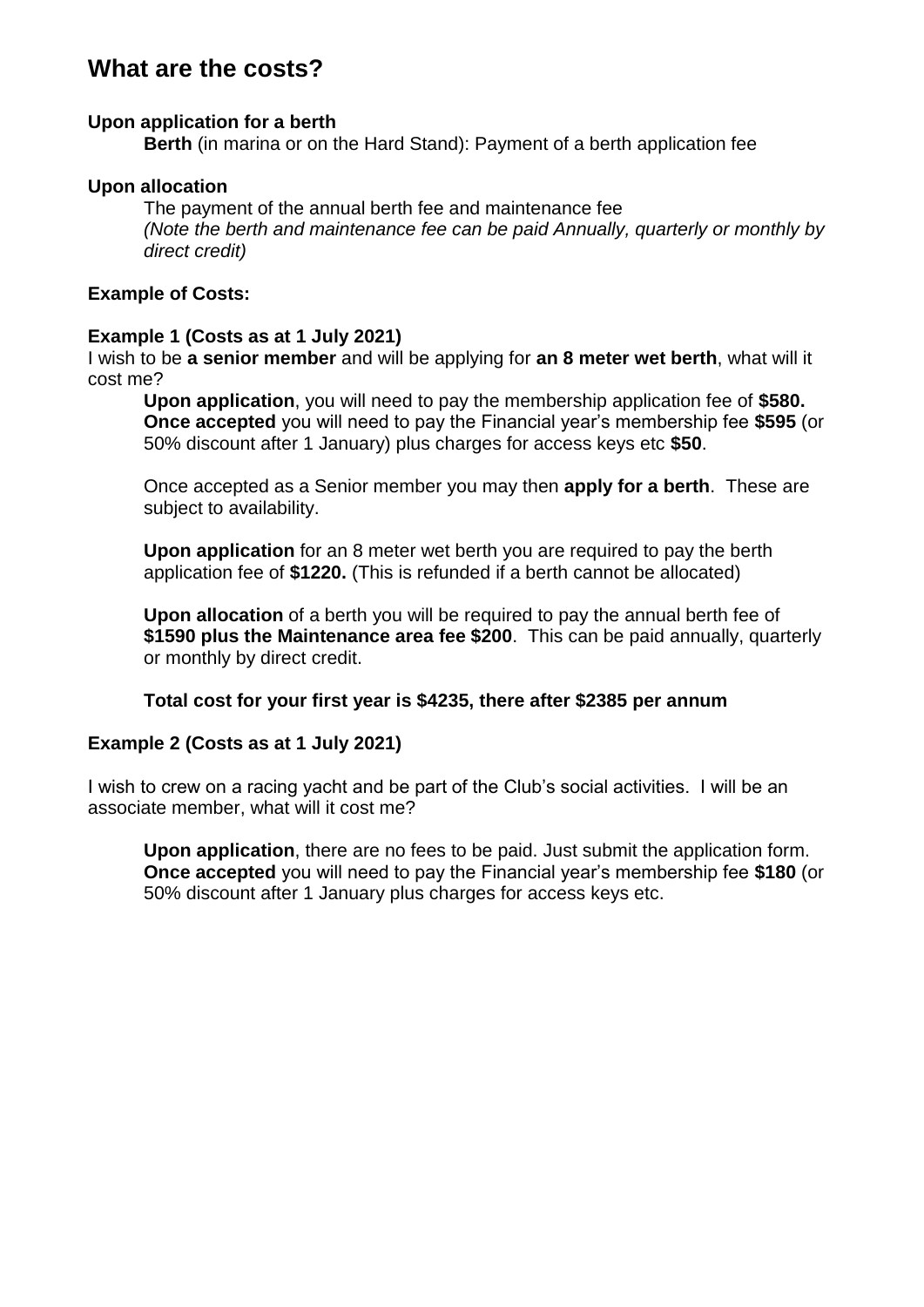## What are the costs?

**Upon application for a berth**

**Berth** (in marina or on the Hard Stand): Payment of a berth application fee

**Upon allocation**

The payment of the annual berth fee and maintenance fee
*(Note the berth and maintenance fee can be paid Annually, quarterly or monthly by direct credit)*

**Example of Costs:**

**Example 1 (Costs as at 1 July 2021)**

I wish to be **a senior member** and will be applying for **an 8 meter wet berth**, what will it cost me?

**Upon application**, you will need to pay the membership application fee of **$580.**
**Once accepted** you will need to pay the Financial year's membership fee **$595** (or 50% discount after 1 January) plus charges for access keys etc **$50**.

Once accepted as a Senior member you may then **apply for a berth**. These are subject to availability.

**Upon application** for an 8 meter wet berth you are required to pay the berth application fee of **$1220.** (This is refunded if a berth cannot be allocated)

**Upon allocation** of a berth you will be required to pay the annual berth fee of **$1590 plus the Maintenance area fee $200**. This can be paid annually, quarterly or monthly by direct credit.

**Total cost for your first year is $4235, there after $2385 per annum**

**Example 2 (Costs as at 1 July 2021)**

I wish to crew on a racing yacht and be part of the Club's social activities. I will be an associate member, what will it cost me?

**Upon application**, there are no fees to be paid. Just submit the application form.
**Once accepted** you will need to pay the Financial year's membership fee **$180** (or 50% discount after 1 January plus charges for access keys etc.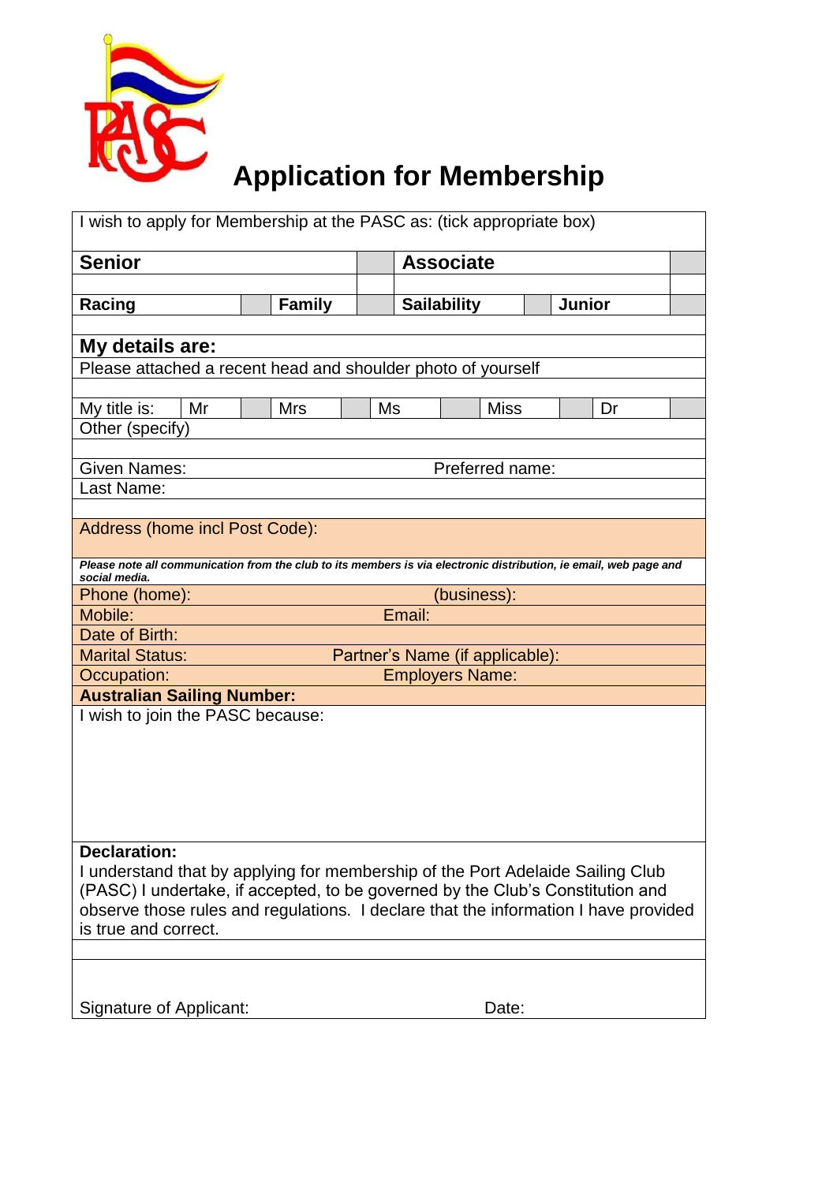# Application for Membership

I wish to apply for Membership at the PASC as: (tick appropriate box)

| Senior | | | | Associate | | | |
|---|---|---|---|---|---|---|---|
| Racing | | Family | | Sailability | | Junior | |

## My details are:

Please attached a recent head and shoulder photo of yourself

| My title is: | Mr | | Mrs | | Ms | | Miss | | Dr | |
|---|---|---|---|---|---|---|---|---|---|---|

Other (specify)

Given Names: Preferred name:

Last Name:

Address (home incl Post Code):

***Please note all communication from the club to its members is via electronic distribution, ie email, web page and social media.***

Phone (home): (business):

Mobile: Email:

Date of Birth:

Marital Status: Partner's Name (if applicable):

Occupation: Employers Name:

**Australian Sailing Number:**

I wish to join the PASC because:

**Declaration:**

I understand that by applying for membership of the Port Adelaide Sailing Club (PASC) I undertake, if accepted, to be governed by the Club's Constitution and observe those rules and regulations. I declare that the information I have provided is true and correct.

Signature of Applicant: Date: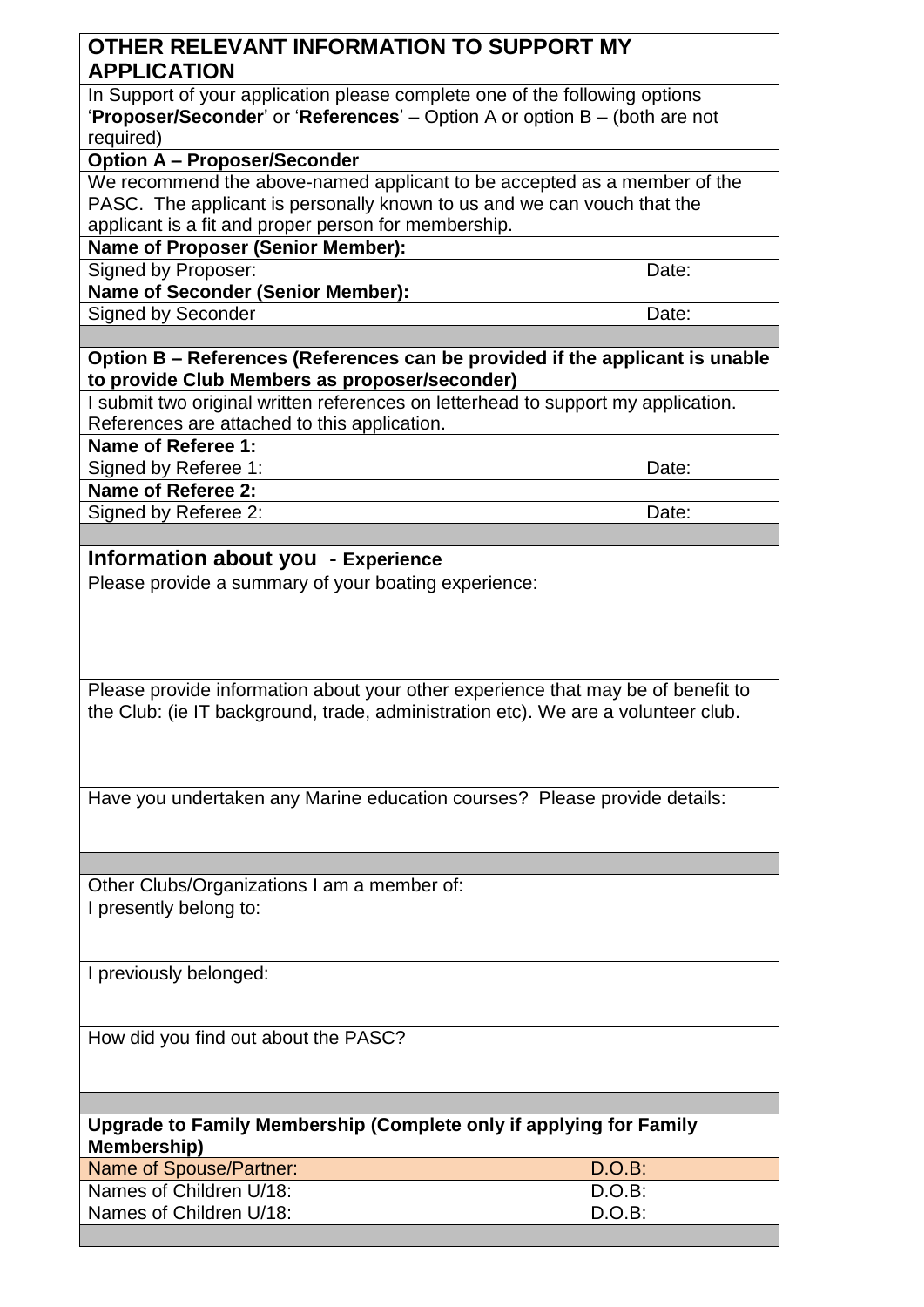## OTHER RELEVANT INFORMATION TO SUPPORT MY APPLICATION

In Support of your application please complete one of the following options '**Proposer/Seconder**' or '**References**' – Option A or option B – (both are not required)

**Option A – Proposer/Seconder**

We recommend the above-named applicant to be accepted as a member of the PASC. The applicant is personally known to us and we can vouch that the applicant is a fit and proper person for membership.

| **Name of Proposer (Senior Member):** | |
|---|---|
| Signed by Proposer: | Date: |
| **Name of Seconder (Senior Member):** | |
| Signed by Seconder | Date: |

**Option B – References (References can be provided if the applicant is unable to provide Club Members as proposer/seconder)**

I submit two original written references on letterhead to support my application. References are attached to this application.

| **Name of Referee 1:** | |
|---|---|
| Signed by Referee 1: | Date: |
| **Name of Referee 2:** | |
| Signed by Referee 2: | Date: |

## Information about you - Experience

Please provide a summary of your boating experience:

Please provide information about your other experience that may be of benefit to the Club: (ie IT background, trade, administration etc). We are a volunteer club.

Have you undertaken any Marine education courses? Please provide details:

Other Clubs/Organizations I am a member of:

I presently belong to:

I previously belonged:

How did you find out about the PASC?

**Upgrade to Family Membership (Complete only if applying for Family Membership)**

| Name of Spouse/Partner: | D.O.B: |
|---|---|
| Names of Children U/18: | D.O.B: |
| Names of Children U/18: | D.O.B: |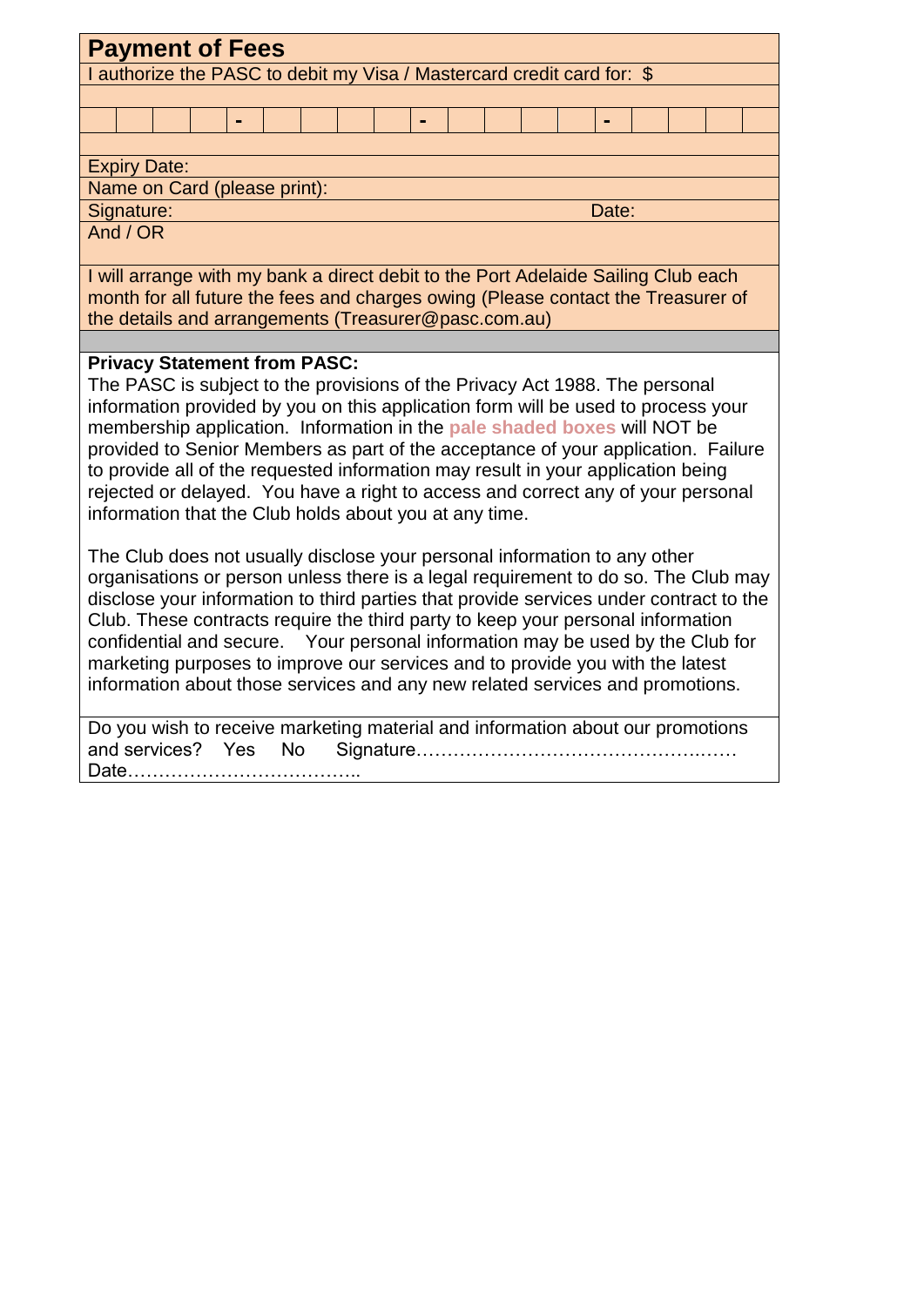## Payment of Fees

I authorize the PASC to debit my Visa / Mastercard credit card for: $

| | | | | | | | | | | | | | | | | | | |
|---|---|---|---|---|---|---|---|---|---|---|---|---|---|---|---|---|---|---|
| | | | | - | | | | | - | | | | | - | | | | |

Expiry Date:

Name on Card (please print):

Signature: Date:

And / OR

I will arrange with my bank a direct debit to the Port Adelaide Sailing Club each month for all future the fees and charges owing (Please contact the Treasurer of the details and arrangements (Treasurer@pasc.com.au)

**Privacy Statement from PASC:**

The PASC is subject to the provisions of the Privacy Act 1988. The personal information provided by you on this application form will be used to process your membership application. Information in the **pale shaded boxes** will NOT be provided to Senior Members as part of the acceptance of your application. Failure to provide all of the requested information may result in your application being rejected or delayed. You have a right to access and correct any of your personal information that the Club holds about you at any time.

The Club does not usually disclose your personal information to any other organisations or person unless there is a legal requirement to do so. The Club may disclose your information to third parties that provide services under contract to the Club. These contracts require the third party to keep your personal information confidential and secure. Your personal information may be used by the Club for marketing purposes to improve our services and to provide you with the latest information about those services and any new related services and promotions.

Do you wish to receive marketing material and information about our promotions and services? Yes No Signature…………………………………………..……
Date………………………………..